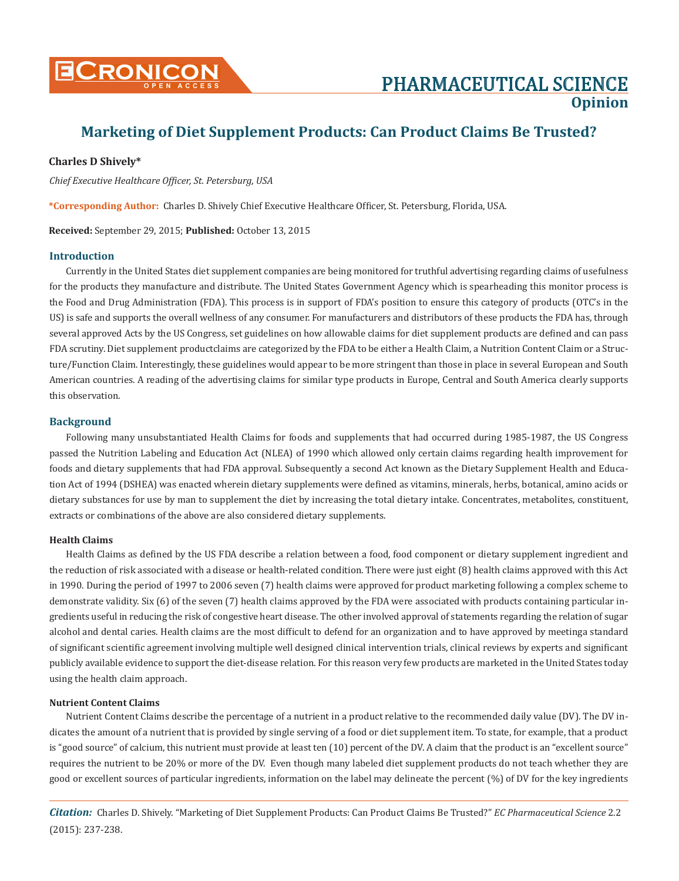# Marketing of Diet Supplement Products: Can Product Claims Be Trusted?

**Charles D Shively***

*Chief Executive Healthcare Officer, St. Petersburg, USA*

**\*Corresponding Author:** Charles D. Shively Chief Executive Healthcare Officer, St. Petersburg, Florida, USA.

**Received:** September 29, 2015; **Published:** October 13, 2015

## Introduction

Currently in the United States diet supplement companies are being monitored for truthful advertising regarding claims of usefulness for the products they manufacture and distribute. The United States Government Agency which is spearheading this monitor process is the Food and Drug Administration (FDA). This process is in support of FDA's position to ensure this category of products (OTC's in the US) is safe and supports the overall wellness of any consumer. For manufacturers and distributors of these products the FDA has, through several approved Acts by the US Congress, set guidelines on how allowable claims for diet supplement products are defined and can pass FDA scrutiny. Diet supplement productclaims are categorized by the FDA to be either a Health Claim, a Nutrition Content Claim or a Structure/Function Claim. Interestingly, these guidelines would appear to be more stringent than those in place in several European and South American countries. A reading of the advertising claims for similar type products in Europe, Central and South America clearly supports this observation.

## Background

Following many unsubstantiated Health Claims for foods and supplements that had occurred during 1985-1987, the US Congress passed the Nutrition Labeling and Education Act (NLEA) of 1990 which allowed only certain claims regarding health improvement for foods and dietary supplements that had FDA approval. Subsequently a second Act known as the Dietary Supplement Health and Education Act of 1994 (DSHEA) was enacted wherein dietary supplements were defined as vitamins, minerals, herbs, botanical, amino acids or dietary substances for use by man to supplement the diet by increasing the total dietary intake. Concentrates, metabolites, constituent, extracts or combinations of the above are also considered dietary supplements.

### Health Claims

Health Claims as defined by the US FDA describe a relation between a food, food component or dietary supplement ingredient and the reduction of risk associated with a disease or health-related condition. There were just eight (8) health claims approved with this Act in 1990. During the period of 1997 to 2006 seven (7) health claims were approved for product marketing following a complex scheme to demonstrate validity. Six (6) of the seven (7) health claims approved by the FDA were associated with products containing particular ingredients useful in reducing the risk of congestive heart disease. The other involved approval of statements regarding the relation of sugar alcohol and dental caries. Health claims are the most difficult to defend for an organization and to have approved by meetinga standard of significant scientific agreement involving multiple well designed clinical intervention trials, clinical reviews by experts and significant publicly available evidence to support the diet-disease relation. For this reason very few products are marketed in the United States today using the health claim approach.

### Nutrient Content Claims

Nutrient Content Claims describe the percentage of a nutrient in a product relative to the recommended daily value (DV). The DV indicates the amount of a nutrient that is provided by single serving of a food or diet supplement item. To state, for example, that a product is "good source" of calcium, this nutrient must provide at least ten (10) percent of the DV. A claim that the product is an "excellent source" requires the nutrient to be 20% or more of the DV. Even though many labeled diet supplement products do not teach whether they are good or excellent sources of particular ingredients, information on the label may delineate the percent (%) of DV for the key ingredients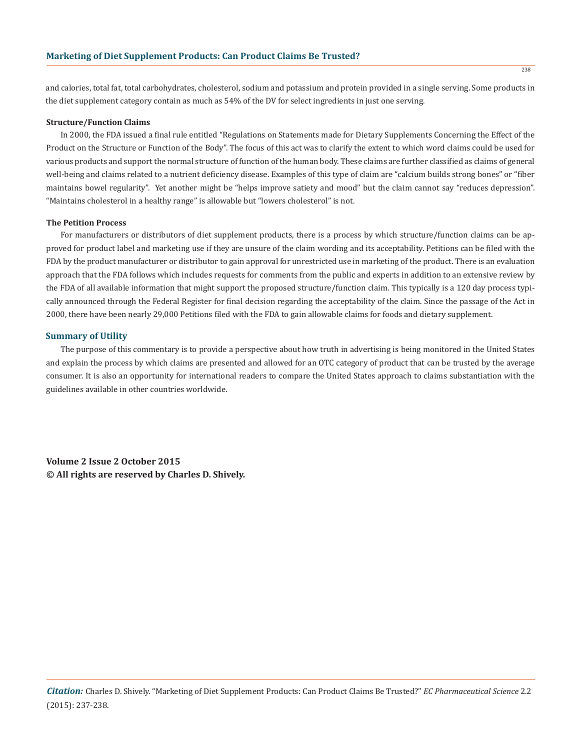and calories, total fat, total carbohydrates, cholesterol, sodium and potassium and protein provided in a single serving. Some products in the diet supplement category contain as much as 54% of the DV for select ingredients in just one serving.

**Structure/Function Claims**

In 2000, the FDA issued a final rule entitled "Regulations on Statements made for Dietary Supplements Concerning the Effect of the Product on the Structure or Function of the Body". The focus of this act was to clarify the extent to which word claims could be used for various products and support the normal structure of function of the human body. These claims are further classified as claims of general well-being and claims related to a nutrient deficiency disease. Examples of this type of claim are "calcium builds strong bones" or "fiber maintains bowel regularity". Yet another might be "helps improve satiety and mood" but the claim cannot say "reduces depression". "Maintains cholesterol in a healthy range" is allowable but "lowers cholesterol" is not.

**The Petition Process**

For manufacturers or distributors of diet supplement products, there is a process by which structure/function claims can be approved for product label and marketing use if they are unsure of the claim wording and its acceptability. Petitions can be filed with the FDA by the product manufacturer or distributor to gain approval for unrestricted use in marketing of the product. There is an evaluation approach that the FDA follows which includes requests for comments from the public and experts in addition to an extensive review by the FDA of all available information that might support the proposed structure/function claim. This typically is a 120 day process typically announced through the Federal Register for final decision regarding the acceptability of the claim. Since the passage of the Act in 2000, there have been nearly 29,000 Petitions filed with the FDA to gain allowable claims for foods and dietary supplement.

## Summary of Utility

The purpose of this commentary is to provide a perspective about how truth in advertising is being monitored in the United States and explain the process by which claims are presented and allowed for an OTC category of product that can be trusted by the average consumer. It is also an opportunity for international readers to compare the United States approach to claims substantiation with the guidelines available in other countries worldwide.

**Volume 2 Issue 2 October 2015**
**© All rights are reserved by Charles D. Shively.**